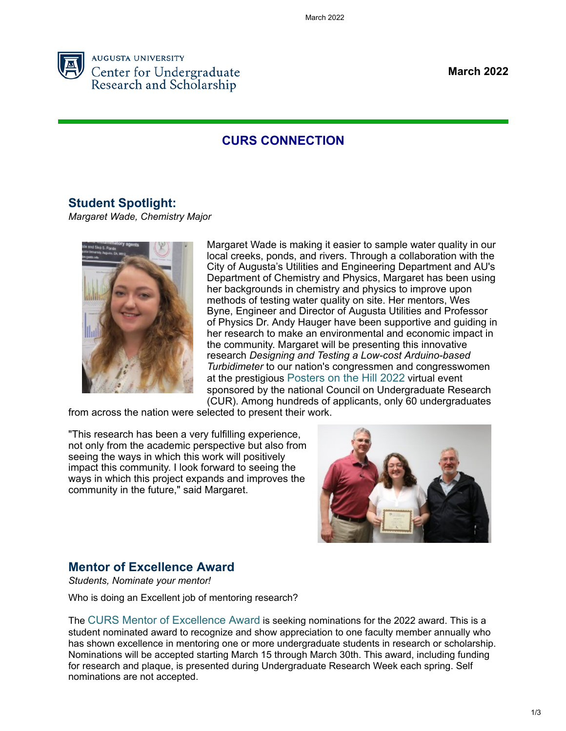AUGUSTA UNIVERSITY
Center for Undergraduate Research and Scholarship

**March 2022**

# CURS CONNECTION

## Student Spotlight:

*Margaret Wade, Chemistry Major*

Margaret Wade is making it easier to sample water quality in our local creeks, ponds, and rivers. Through a collaboration with the City of Augusta's Utilities and Engineering Department and AU's Department of Chemistry and Physics, Margaret has been using her backgrounds in chemistry and physics to improve upon methods of testing water quality on site. Her mentors, Wes Byne, Engineer and Director of Augusta Utilities and Professor of Physics Dr. Andy Hauger have been supportive and guiding in her research to make an environmental and economic impact in the community. Margaret will be presenting this innovative research *Designing and Testing a Low-cost Arduino-based Turbidimeter* to our nation's congressmen and congresswomen at the prestigious Posters on the Hill 2022 virtual event sponsored by the national Council on Undergraduate Research (CUR). Among hundreds of applicants, only 60 undergraduates from across the nation were selected to present their work.

"This research has been a very fulfilling experience, not only from the academic perspective but also from seeing the ways in which this work will positively impact this community. I look forward to seeing the ways in which this project expands and improves the community in the future," said Margaret.

## Mentor of Excellence Award

*Students, Nominate your mentor!*

Who is doing an Excellent job of mentoring research?

The CURS Mentor of Excellence Award is seeking nominations for the 2022 award. This is a student nominated award to recognize and show appreciation to one faculty member annually who has shown excellence in mentoring one or more undergraduate students in research or scholarship. Nominations will be accepted starting March 15 through March 30th. This award, including funding for research and plaque, is presented during Undergraduate Research Week each spring. Self nominations are not accepted.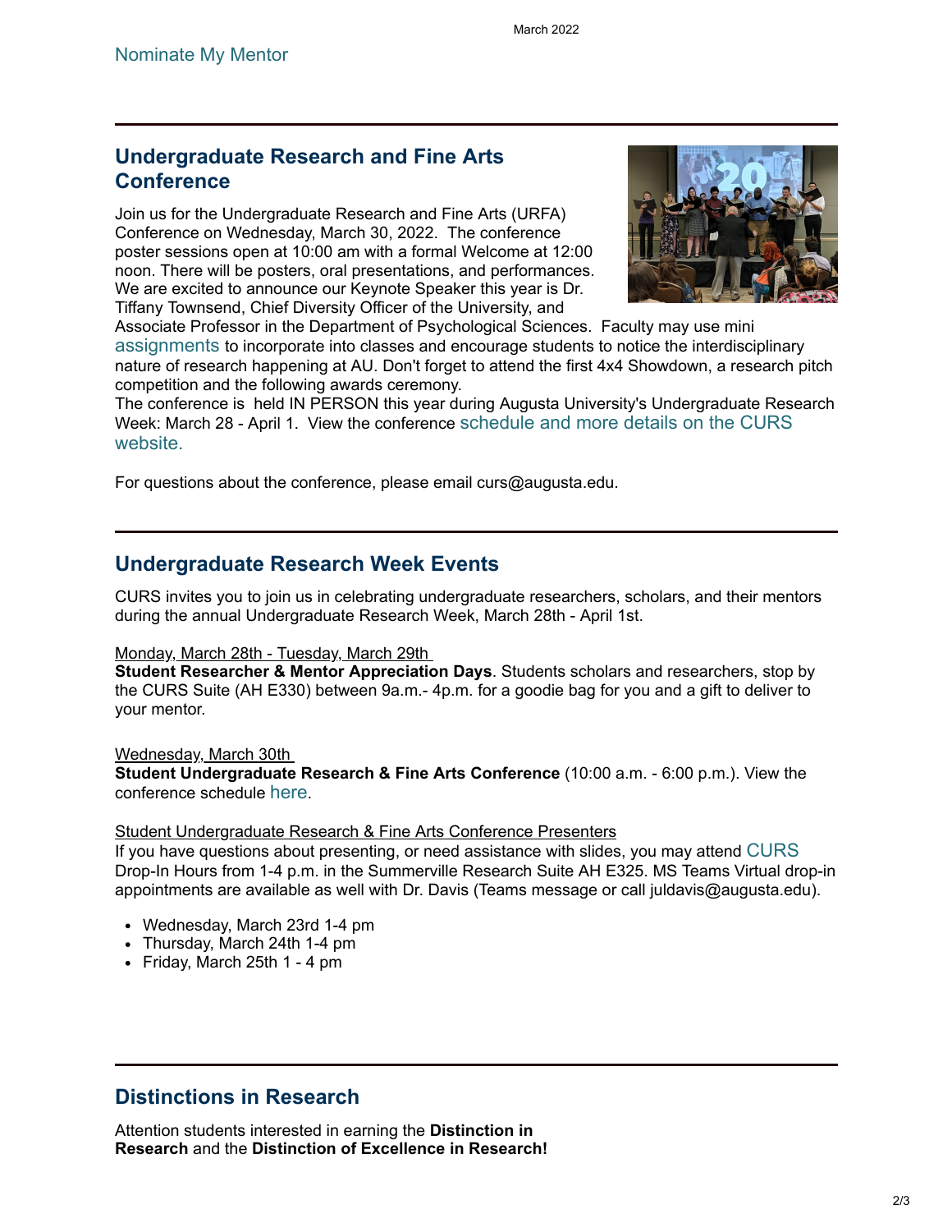Nominate My Mentor

## Undergraduate Research and Fine Arts Conference

Join us for the Undergraduate Research and Fine Arts (URFA) Conference on Wednesday, March 30, 2022. The conference poster sessions open at 10:00 am with a formal Welcome at 12:00 noon. There will be posters, oral presentations, and performances. We are excited to announce our Keynote Speaker this year is Dr. Tiffany Townsend, Chief Diversity Officer of the University, and Associate Professor in the Department of Psychological Sciences. Faculty may use mini assignments to incorporate into classes and encourage students to notice the interdisciplinary nature of research happening at AU. Don't forget to attend the first 4x4 Showdown, a research pitch competition and the following awards ceremony.

The conference is held IN PERSON this year during Augusta University's Undergraduate Research Week: March 28 - April 1. View the conference schedule and more details on the CURS website.

For questions about the conference, please email curs@augusta.edu.

## Undergraduate Research Week Events

CURS invites you to join us in celebrating undergraduate researchers, scholars, and their mentors during the annual Undergraduate Research Week, March 28th - April 1st.

Monday, March 28th - Tuesday, March 29th

**Student Researcher & Mentor Appreciation Days**. Students scholars and researchers, stop by the CURS Suite (AH E330) between 9a.m.- 4p.m. for a goodie bag for you and a gift to deliver to your mentor.

Wednesday, March 30th

**Student Undergraduate Research & Fine Arts Conference** (10:00 a.m. - 6:00 p.m.). View the conference schedule here.

Student Undergraduate Research & Fine Arts Conference Presenters

If you have questions about presenting, or need assistance with slides, you may attend CURS Drop-In Hours from 1-4 p.m. in the Summerville Research Suite AH E325. MS Teams Virtual drop-in appointments are available as well with Dr. Davis (Teams message or call juldavis@augusta.edu).

- Wednesday, March 23rd 1-4 pm
- Thursday, March 24th 1-4 pm
- Friday, March 25th 1 - 4 pm

## Distinctions in Research

Attention students interested in earning the **Distinction in Research** and the **Distinction of Excellence in Research!**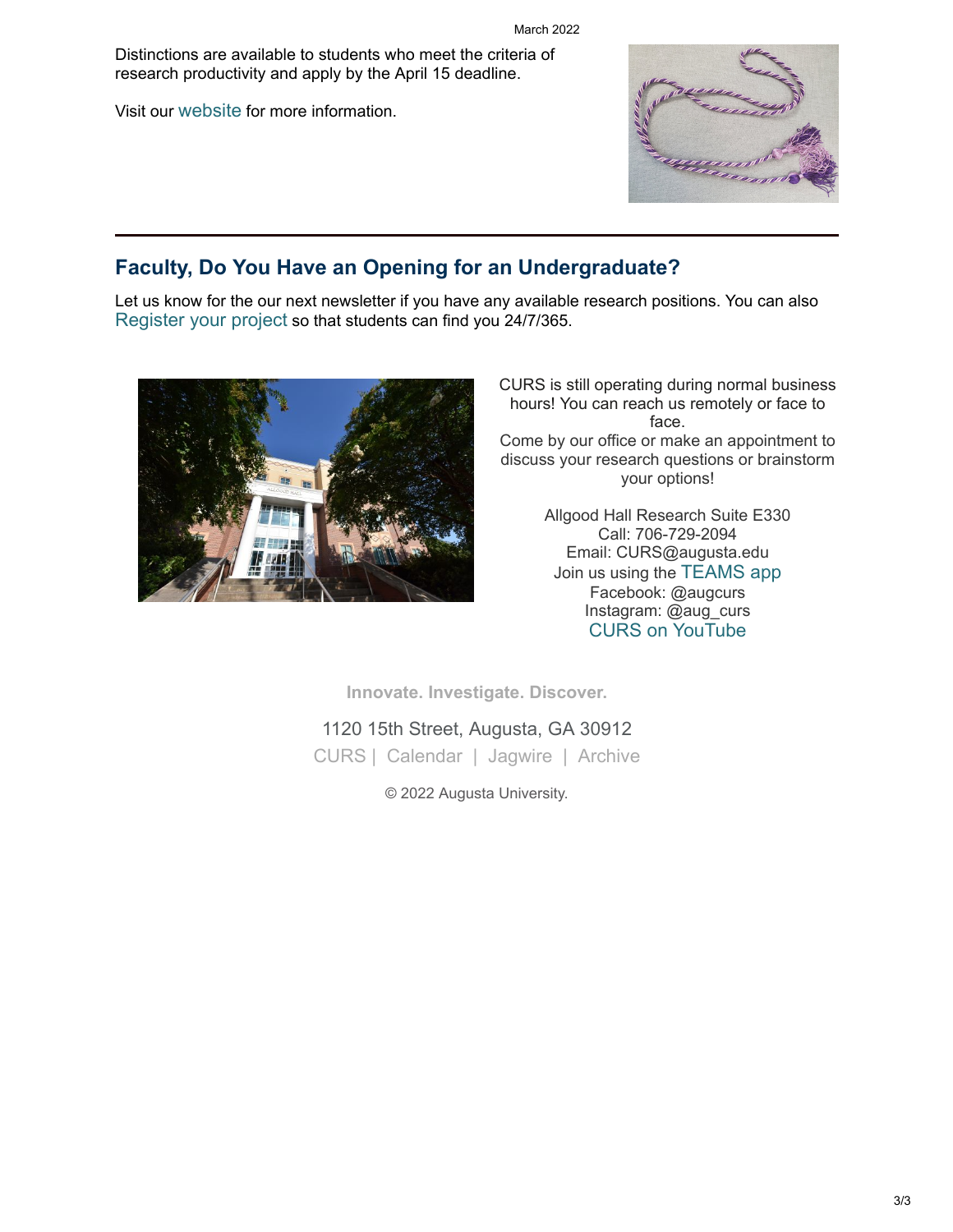Distinctions are available to students who meet the criteria of research productivity and apply by the April 15 deadline.

Visit our website for more information.

---

## Faculty, Do You Have an Opening for an Undergraduate?

Let us know for the our next newsletter if you have any available research positions. You can also Register your project so that students can find you 24/7/365.

CURS is still operating during normal business hours! You can reach us remotely or face to face.
Come by our office or make an appointment to discuss your research questions or brainstorm your options!

Allgood Hall Research Suite E330
Call: 706-729-2094
Email: CURS@augusta.edu
Join us using the TEAMS app
Facebook: @augcurs
Instagram: @aug_curs
CURS on YouTube

**Innovate. Investigate. Discover.**

1120 15th Street, Augusta, GA 30912
CURS | Calendar | Jagwire | Archive

© 2022 Augusta University.